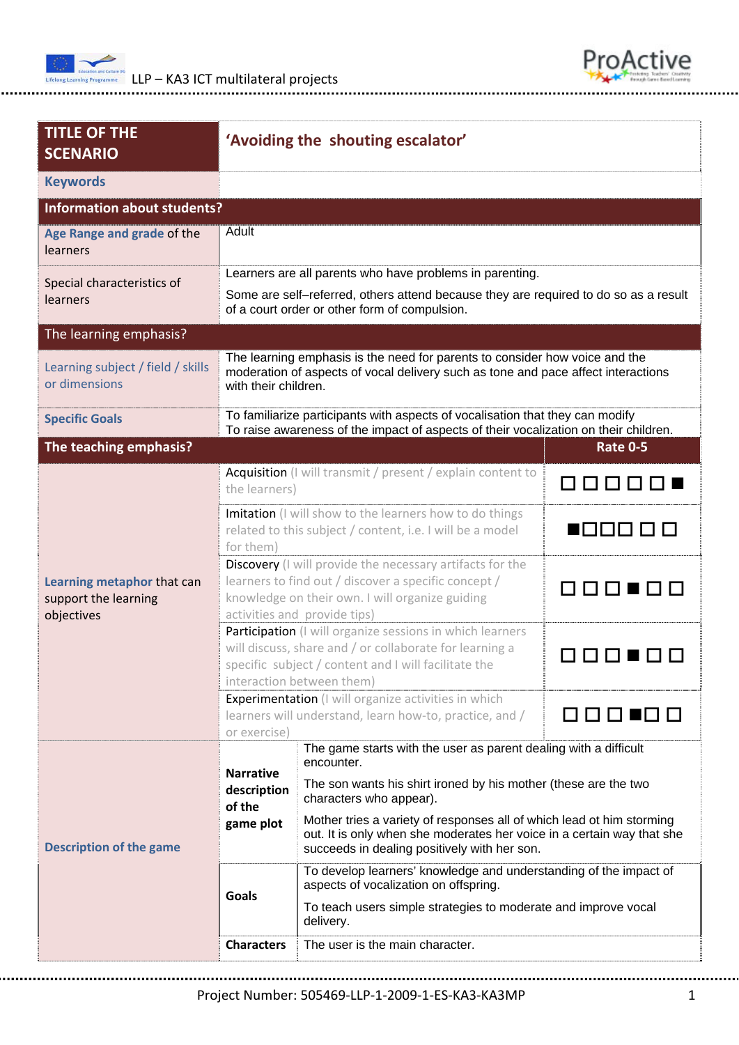| TITLE OF THE SCENARIO | ‘Avoiding the shouting escalator’ | | |
|---|---|---|---|
| **Keywords** | | | |
| **Information about students?** | | | |
| **Age Range and grade** of the learners | Adult | | |
| Special characteristics of learners | Learners are all parents who have problems in parenting.<br><br>Some are self–referred, others attend because they are required to do so as a result of a court order or other form of compulsion. | | |
| The learning emphasis? | | | |
| Learning subject / field / skills or dimensions | The learning emphasis is the need for parents to consider how voice and the moderation of aspects of vocal delivery such as tone and pace affect interactions with their children. | | |
| **Specific Goals** | To familiarize participants with aspects of vocalisation that they can modify<br>To raise awareness of the impact of aspects of their vocalization on their children. | | |
| **The teaching emphasis?** | | | **Rate 0-5** |
| **Learning metaphor** that can support the learning objectives | Acquisition (I will transmit / present / explain content to the learners) | | □ □ □ □ □ ■ |
| | Imitation (I will show to the learners how to do things related to this subject / content, i.e. I will be a model for them) | | ■ □ □ □ □ □ |
| | Discovery (I will provide the necessary artifacts for the learners to find out / discover a specific concept / knowledge on their own. I will organize guiding activities and provide tips) | | □ □ □ ■ □ □ |
| | Participation (I will organize sessions in which learners will discuss, share and / or collaborate for learning a specific subject / content and I will facilitate the interaction between them) | | □ □ □ ■ □ □ |
| | Experimentation (I will organize activities in which learners will understand, learn how-to, practice, and / or exercise) | | □ □ □ ■ □ □ |
| **Description of the game** | **Narrative description of the game plot** | The game starts with the user as parent dealing with a difficult encounter.<br><br>The son wants his shirt ironed by his mother (these are the two characters who appear).<br><br>Mother tries a variety of responses all of which lead ot him storming out. It is only when she moderates her voice in a certain way that she succeeds in dealing positively with her son. | |
| | **Goals** | To develop learners’ knowledge and understanding of the impact of aspects of vocalization on offspring.<br><br>To teach users simple strategies to moderate and improve vocal delivery. | |
| | **Characters** | The user is the main character. | |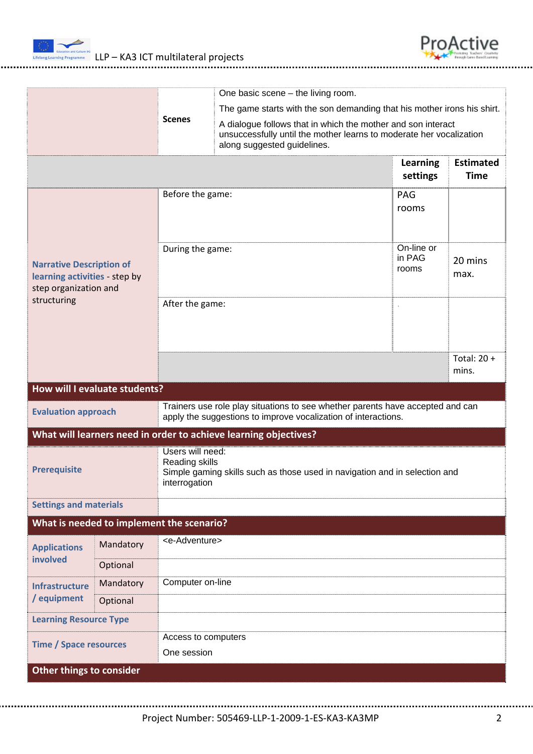| | | | |
|---|---|---|---|
| | **Scenes** | One basic scene – the living room.<br>The game starts with the son demanding that his mother irons his shirt.<br>A dialogue follows that in which the mother and son interact unsuccessfully until the mother learns to moderate her vocalization along suggested guidelines. | |
| | | **Learning settings** | **Estimated Time** |
| **Narrative Description of learning activities** - step by step organization and structuring | Before the game: | PAG rooms | |
| | During the game: | On-line or in PAG rooms | 20 mins max. |
| | After the game: | . | |
| | | | Total: 20 + mins. |

## How will I evaluate students?

| | |
|---|---|
| **Evaluation approach** | Trainers use role play situations to see whether parents have accepted and can apply the suggestions to improve vocalization of interactions. |

## What will learners need in order to achieve learning objectives?

| | |
|---|---|
| **Prerequisite** | Users will need:<br>Reading skills<br>Simple gaming skills such as those used in navigation and in selection and interrogation |
| **Settings and materials** | |

## What is needed to implement the scenario?

| | | |
|---|---|---|
| **Applications involved** | Mandatory | <e-Adventure> |
| | Optional | |
| **Infrastructure / equipment** | Mandatory | Computer on-line |
| | Optional | |
| **Learning Resource Type** | | |
| **Time / Space resources** | | Access to computers<br>One session |

## Other things to consider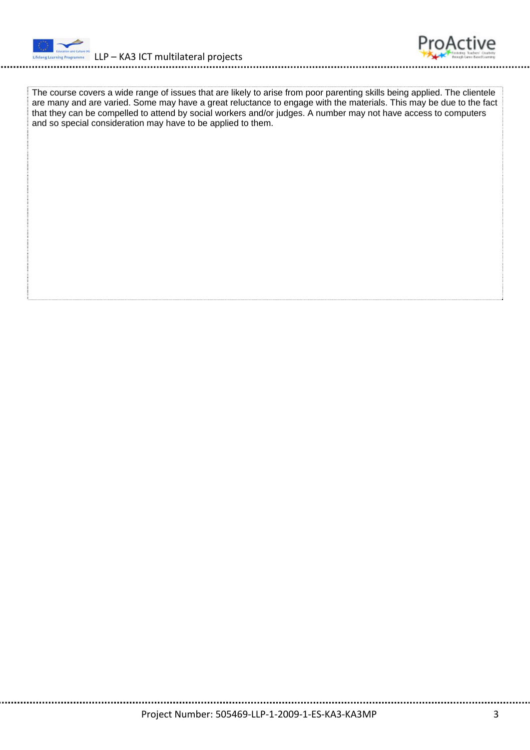The course covers a wide range of issues that are likely to arise from poor parenting skills being applied. The clientele are many and are varied. Some may have a great reluctance to engage with the materials. This may be due to the fact that they can be compelled to attend by social workers and/or judges. A number may not have access to computers and so special consideration may have to be applied to them.